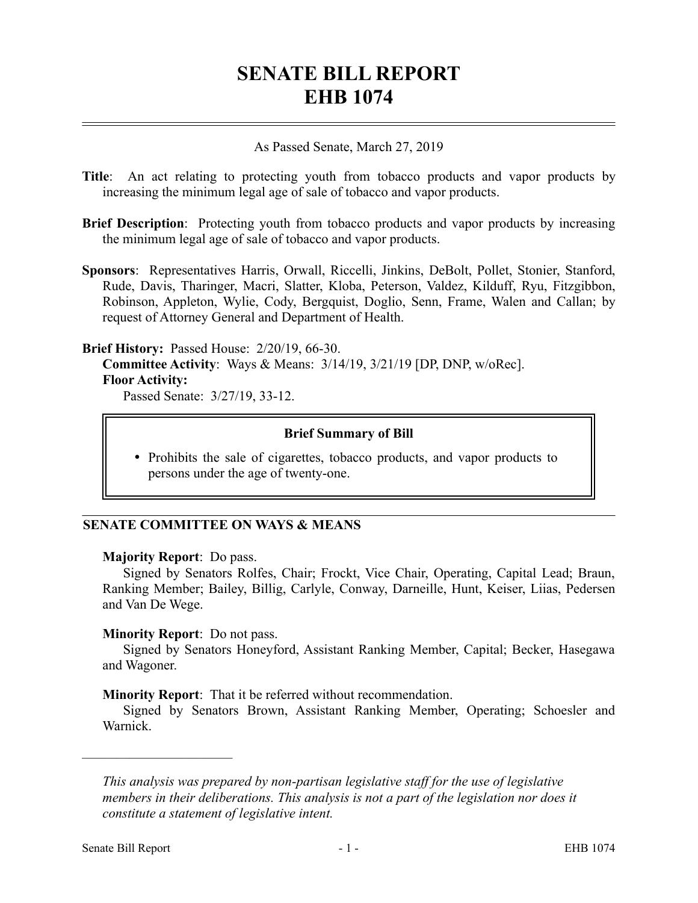# SENATE BILL REPORT
# EHB 1074

As Passed Senate, March 27, 2019

**Title**: An act relating to protecting youth from tobacco products and vapor products by increasing the minimum legal age of sale of tobacco and vapor products.

**Brief Description**: Protecting youth from tobacco products and vapor products by increasing the minimum legal age of sale of tobacco and vapor products.

**Sponsors**: Representatives Harris, Orwall, Riccelli, Jinkins, DeBolt, Pollet, Stonier, Stanford, Rude, Davis, Tharinger, Macri, Slatter, Kloba, Peterson, Valdez, Kilduff, Ryu, Fitzgibbon, Robinson, Appleton, Wylie, Cody, Bergquist, Doglio, Senn, Frame, Walen and Callan; by request of Attorney General and Department of Health.

**Brief History:** Passed House: 2/20/19, 66-30.
**Committee Activity**: Ways & Means: 3/14/19, 3/21/19 [DP, DNP, w/oRec].
**Floor Activity:**
Passed Senate: 3/27/19, 33-12.

### Brief Summary of Bill

- Prohibits the sale of cigarettes, tobacco products, and vapor products to persons under the age of twenty-one.

## SENATE COMMITTEE ON WAYS & MEANS

**Majority Report**: Do pass.
Signed by Senators Rolfes, Chair; Frockt, Vice Chair, Operating, Capital Lead; Braun, Ranking Member; Bailey, Billig, Carlyle, Conway, Darneille, Hunt, Keiser, Liias, Pedersen and Van De Wege.

**Minority Report**: Do not pass.
Signed by Senators Honeyford, Assistant Ranking Member, Capital; Becker, Hasegawa and Wagoner.

**Minority Report**: That it be referred without recommendation.
Signed by Senators Brown, Assistant Ranking Member, Operating; Schoesler and Warnick.

---

*This analysis was prepared by non-partisan legislative staff for the use of legislative members in their deliberations. This analysis is not a part of the legislation nor does it constitute a statement of legislative intent.*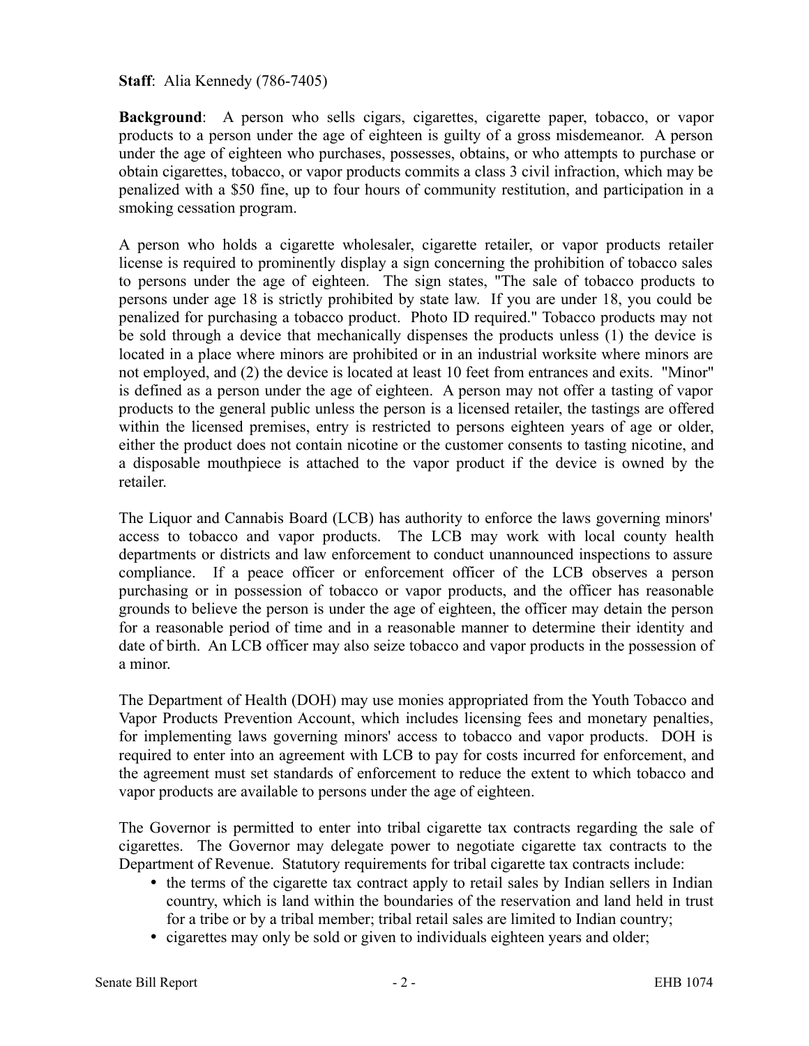**Staff**: Alia Kennedy (786-7405)

**Background**: A person who sells cigars, cigarettes, cigarette paper, tobacco, or vapor products to a person under the age of eighteen is guilty of a gross misdemeanor. A person under the age of eighteen who purchases, possesses, obtains, or who attempts to purchase or obtain cigarettes, tobacco, or vapor products commits a class 3 civil infraction, which may be penalized with a $50 fine, up to four hours of community restitution, and participation in a smoking cessation program.

A person who holds a cigarette wholesaler, cigarette retailer, or vapor products retailer license is required to prominently display a sign concerning the prohibition of tobacco sales to persons under the age of eighteen. The sign states, "The sale of tobacco products to persons under age 18 is strictly prohibited by state law. If you are under 18, you could be penalized for purchasing a tobacco product. Photo ID required." Tobacco products may not be sold through a device that mechanically dispenses the products unless (1) the device is located in a place where minors are prohibited or in an industrial worksite where minors are not employed, and (2) the device is located at least 10 feet from entrances and exits. "Minor" is defined as a person under the age of eighteen. A person may not offer a tasting of vapor products to the general public unless the person is a licensed retailer, the tastings are offered within the licensed premises, entry is restricted to persons eighteen years of age or older, either the product does not contain nicotine or the customer consents to tasting nicotine, and a disposable mouthpiece is attached to the vapor product if the device is owned by the retailer.

The Liquor and Cannabis Board (LCB) has authority to enforce the laws governing minors' access to tobacco and vapor products. The LCB may work with local county health departments or districts and law enforcement to conduct unannounced inspections to assure compliance. If a peace officer or enforcement officer of the LCB observes a person purchasing or in possession of tobacco or vapor products, and the officer has reasonable grounds to believe the person is under the age of eighteen, the officer may detain the person for a reasonable period of time and in a reasonable manner to determine their identity and date of birth. An LCB officer may also seize tobacco and vapor products in the possession of a minor.

The Department of Health (DOH) may use monies appropriated from the Youth Tobacco and Vapor Products Prevention Account, which includes licensing fees and monetary penalties, for implementing laws governing minors' access to tobacco and vapor products. DOH is required to enter into an agreement with LCB to pay for costs incurred for enforcement, and the agreement must set standards of enforcement to reduce the extent to which tobacco and vapor products are available to persons under the age of eighteen.

The Governor is permitted to enter into tribal cigarette tax contracts regarding the sale of cigarettes. The Governor may delegate power to negotiate cigarette tax contracts to the Department of Revenue. Statutory requirements for tribal cigarette tax contracts include:

- the terms of the cigarette tax contract apply to retail sales by Indian sellers in Indian country, which is land within the boundaries of the reservation and land held in trust for a tribe or by a tribal member; tribal retail sales are limited to Indian country;
- cigarettes may only be sold or given to individuals eighteen years and older;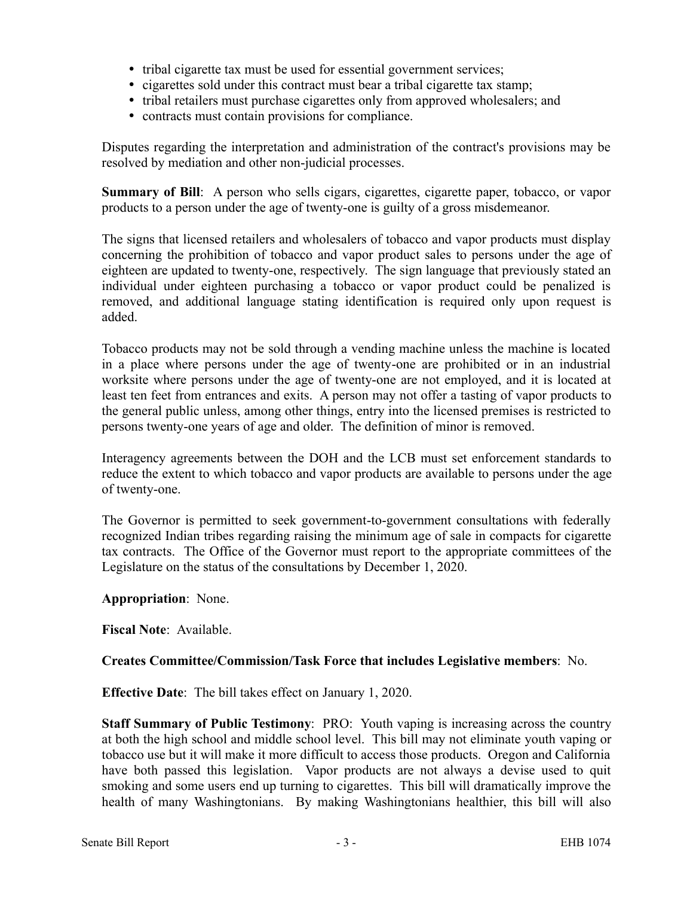- tribal cigarette tax must be used for essential government services;
- cigarettes sold under this contract must bear a tribal cigarette tax stamp;
- tribal retailers must purchase cigarettes only from approved wholesalers; and
- contracts must contain provisions for compliance.

Disputes regarding the interpretation and administration of the contract's provisions may be resolved by mediation and other non-judicial processes.

**Summary of Bill**: A person who sells cigars, cigarettes, cigarette paper, tobacco, or vapor products to a person under the age of twenty-one is guilty of a gross misdemeanor.

The signs that licensed retailers and wholesalers of tobacco and vapor products must display concerning the prohibition of tobacco and vapor product sales to persons under the age of eighteen are updated to twenty-one, respectively. The sign language that previously stated an individual under eighteen purchasing a tobacco or vapor product could be penalized is removed, and additional language stating identification is required only upon request is added.

Tobacco products may not be sold through a vending machine unless the machine is located in a place where persons under the age of twenty-one are prohibited or in an industrial worksite where persons under the age of twenty-one are not employed, and it is located at least ten feet from entrances and exits. A person may not offer a tasting of vapor products to the general public unless, among other things, entry into the licensed premises is restricted to persons twenty-one years of age and older. The definition of minor is removed.

Interagency agreements between the DOH and the LCB must set enforcement standards to reduce the extent to which tobacco and vapor products are available to persons under the age of twenty-one.

The Governor is permitted to seek government-to-government consultations with federally recognized Indian tribes regarding raising the minimum age of sale in compacts for cigarette tax contracts. The Office of the Governor must report to the appropriate committees of the Legislature on the status of the consultations by December 1, 2020.

**Appropriation**: None.

**Fiscal Note**: Available.

**Creates Committee/Commission/Task Force that includes Legislative members**: No.

**Effective Date**: The bill takes effect on January 1, 2020.

**Staff Summary of Public Testimony**: PRO: Youth vaping is increasing across the country at both the high school and middle school level. This bill may not eliminate youth vaping or tobacco use but it will make it more difficult to access those products. Oregon and California have both passed this legislation. Vapor products are not always a devise used to quit smoking and some users end up turning to cigarettes. This bill will dramatically improve the health of many Washingtonians. By making Washingtonians healthier, this bill will also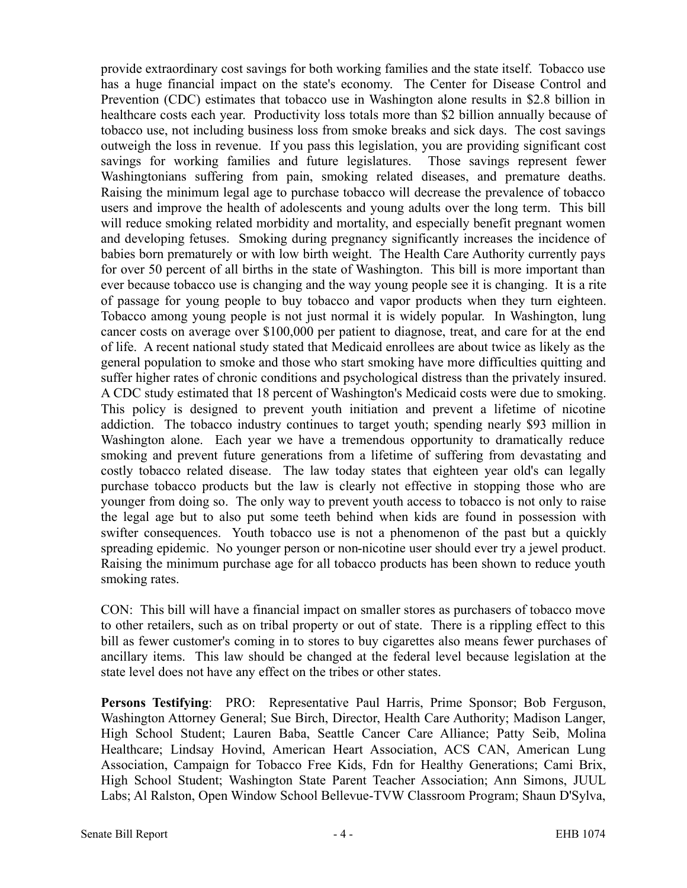provide extraordinary cost savings for both working families and the state itself. Tobacco use has a huge financial impact on the state's economy. The Center for Disease Control and Prevention (CDC) estimates that tobacco use in Washington alone results in $2.8 billion in healthcare costs each year. Productivity loss totals more than $2 billion annually because of tobacco use, not including business loss from smoke breaks and sick days. The cost savings outweigh the loss in revenue. If you pass this legislation, you are providing significant cost savings for working families and future legislatures. Those savings represent fewer Washingtonians suffering from pain, smoking related diseases, and premature deaths. Raising the minimum legal age to purchase tobacco will decrease the prevalence of tobacco users and improve the health of adolescents and young adults over the long term. This bill will reduce smoking related morbidity and mortality, and especially benefit pregnant women and developing fetuses. Smoking during pregnancy significantly increases the incidence of babies born prematurely or with low birth weight. The Health Care Authority currently pays for over 50 percent of all births in the state of Washington. This bill is more important than ever because tobacco use is changing and the way young people see it is changing. It is a rite of passage for young people to buy tobacco and vapor products when they turn eighteen. Tobacco among young people is not just normal it is widely popular. In Washington, lung cancer costs on average over $100,000 per patient to diagnose, treat, and care for at the end of life. A recent national study stated that Medicaid enrollees are about twice as likely as the general population to smoke and those who start smoking have more difficulties quitting and suffer higher rates of chronic conditions and psychological distress than the privately insured. A CDC study estimated that 18 percent of Washington's Medicaid costs were due to smoking. This policy is designed to prevent youth initiation and prevent a lifetime of nicotine addiction. The tobacco industry continues to target youth; spending nearly $93 million in Washington alone. Each year we have a tremendous opportunity to dramatically reduce smoking and prevent future generations from a lifetime of suffering from devastating and costly tobacco related disease. The law today states that eighteen year old's can legally purchase tobacco products but the law is clearly not effective in stopping those who are younger from doing so. The only way to prevent youth access to tobacco is not only to raise the legal age but to also put some teeth behind when kids are found in possession with swifter consequences. Youth tobacco use is not a phenomenon of the past but a quickly spreading epidemic. No younger person or non-nicotine user should ever try a jewel product. Raising the minimum purchase age for all tobacco products has been shown to reduce youth smoking rates.

CON: This bill will have a financial impact on smaller stores as purchasers of tobacco move to other retailers, such as on tribal property or out of state. There is a rippling effect to this bill as fewer customer's coming in to stores to buy cigarettes also means fewer purchases of ancillary items. This law should be changed at the federal level because legislation at the state level does not have any effect on the tribes or other states.

**Persons Testifying**: PRO: Representative Paul Harris, Prime Sponsor; Bob Ferguson, Washington Attorney General; Sue Birch, Director, Health Care Authority; Madison Langer, High School Student; Lauren Baba, Seattle Cancer Care Alliance; Patty Seib, Molina Healthcare; Lindsay Hovind, American Heart Association, ACS CAN, American Lung Association, Campaign for Tobacco Free Kids, Fdn for Healthy Generations; Cami Brix, High School Student; Washington State Parent Teacher Association; Ann Simons, JUUL Labs; Al Ralston, Open Window School Bellevue-TVW Classroom Program; Shaun D'Sylva,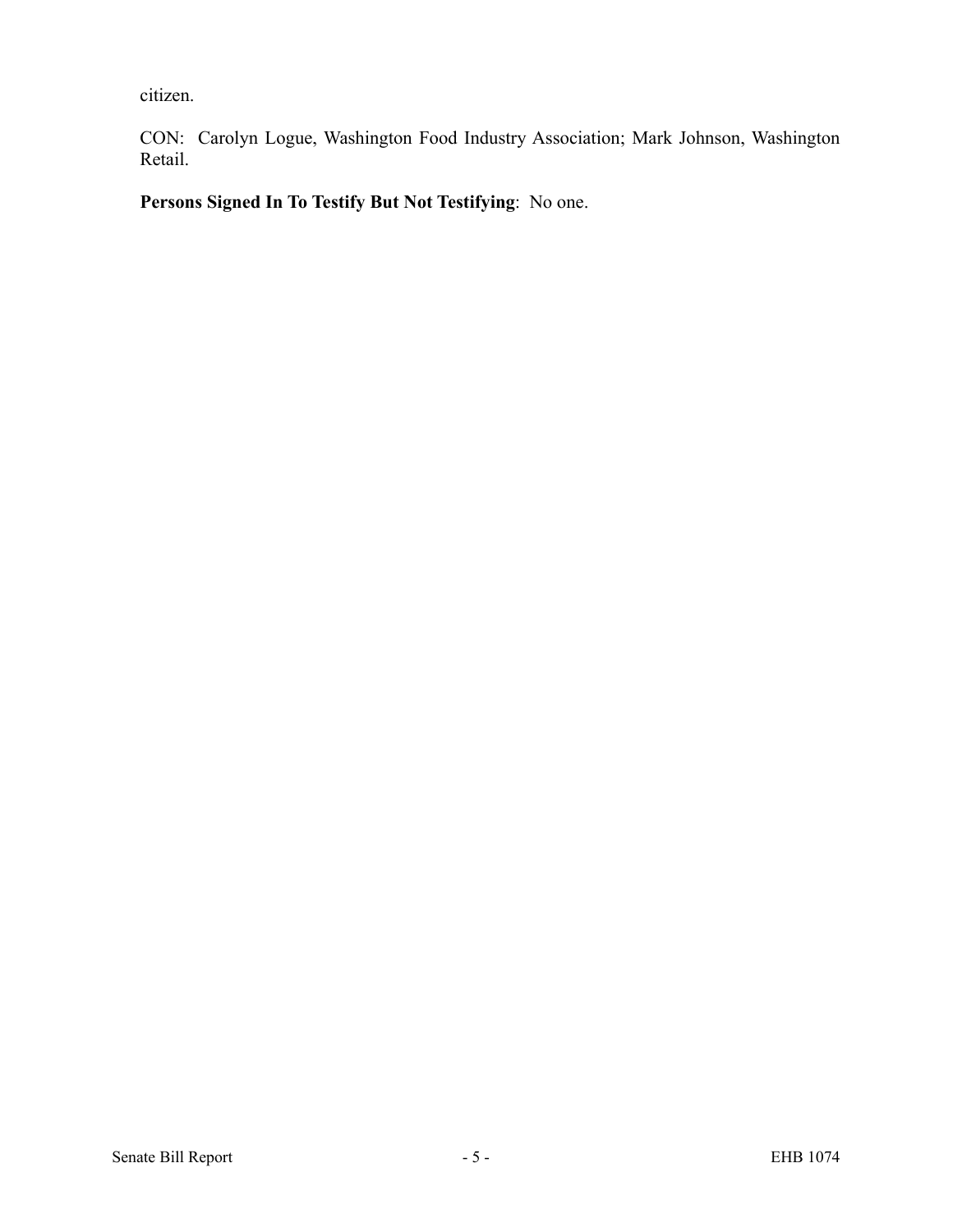citizen.

CON: Carolyn Logue, Washington Food Industry Association; Mark Johnson, Washington Retail.

**Persons Signed In To Testify But Not Testifying**: No one.